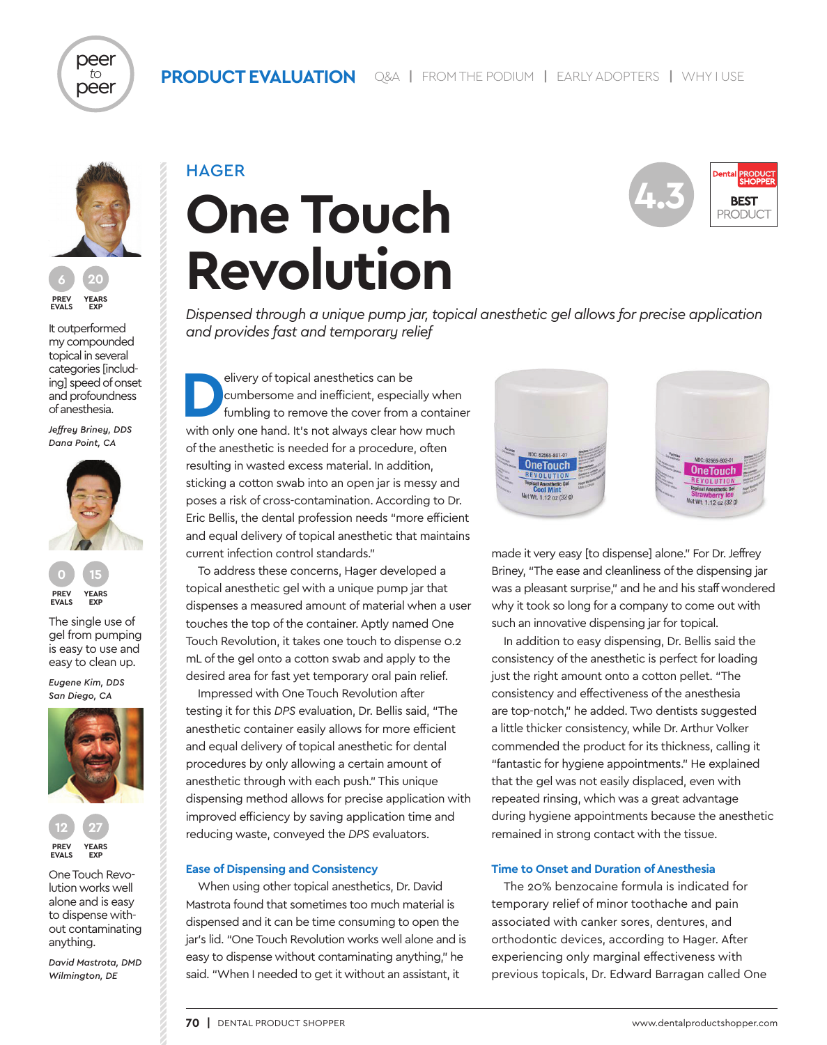# HAGER

# One Touch Revolution

4.3

Dental PRODUCT SHOPPER **BEST** PRODUCT

*Dispensed through a unique pump jar, topical anesthetic gel allows for precise application and provides fast and temporary relief*

Delivery of topical anesthetics can be cumbersome and inefficient, especially when fumbling to remove the cover from a container with only one hand. It's not always clear how much of the anesthetic is needed for a procedure, often resulting in wasted excess material. In addition, sticking a cotton swab into an open jar is messy and poses a risk of cross-contamination. According to Dr. Eric Bellis, the dental profession needs "more efficient and equal delivery of topical anesthetic that maintains current infection control standards."

To address these concerns, Hager developed a topical anesthetic gel with a unique pump jar that dispenses a measured amount of material when a user touches the top of the container. Aptly named One Touch Revolution, it takes one touch to dispense 0.2 mL of the gel onto a cotton swab and apply to the desired area for fast yet temporary oral pain relief.

Impressed with One Touch Revolution after testing it for this *DPS* evaluation, Dr. Bellis said, "The anesthetic container easily allows for more efficient and equal delivery of topical anesthetic for dental procedures by only allowing a certain amount of anesthetic through with each push." This unique dispensing method allows for precise application with improved efficiency by saving application time and reducing waste, conveyed the *DPS* evaluators.

### Ease of Dispensing and Consistency

When using other topical anesthetics, Dr. David Mastrota found that sometimes too much material is dispensed and it can be time consuming to open the jar's lid. "One Touch Revolution works well alone and is easy to dispense without contaminating anything," he said. "When I needed to get it without an assistant, it made it very easy [to dispense] alone." For Dr. Jeffrey Briney, "The ease and cleanliness of the dispensing jar was a pleasant surprise," and he and his staff wondered why it took so long for a company to come out with such an innovative dispensing jar for topical.

In addition to easy dispensing, Dr. Bellis said the consistency of the anesthetic is perfect for loading just the right amount onto a cotton pellet. "The consistency and effectiveness of the anesthesia are top-notch," he added. Two dentists suggested a little thicker consistency, while Dr. Arthur Volker commended the product for its thickness, calling it "fantastic for hygiene appointments." He explained that the gel was not easily displaced, even with repeated rinsing, which was a great advantage during hygiene appointments because the anesthetic remained in strong contact with the tissue.

### Time to Onset and Duration of Anesthesia

The 20% benzocaine formula is indicated for temporary relief of minor toothache and pain associated with canker sores, dentures, and orthodontic devices, according to Hager. After experiencing only marginal effectiveness with previous topicals, Dr. Edward Barragan called One

---

6 PREV EVALS | 20 YEARS EXP

It outperformed my compounded topical in several categories [including] speed of onset and profoundness of anesthesia.

*Jeffrey Briney, DDS*
*Dana Point, CA*

0 PREV EVALS | 15 YEARS EXP

The single use of gel from pumping is easy to use and easy to clean up.

*Eugene Kim, DDS*
*San Diego, CA*

12 PREV EVALS | 27 YEARS EXP

One Touch Revolution works well alone and is easy to dispense without contaminating anything.

*David Mastrota, DMD*
*Wilmington, DE*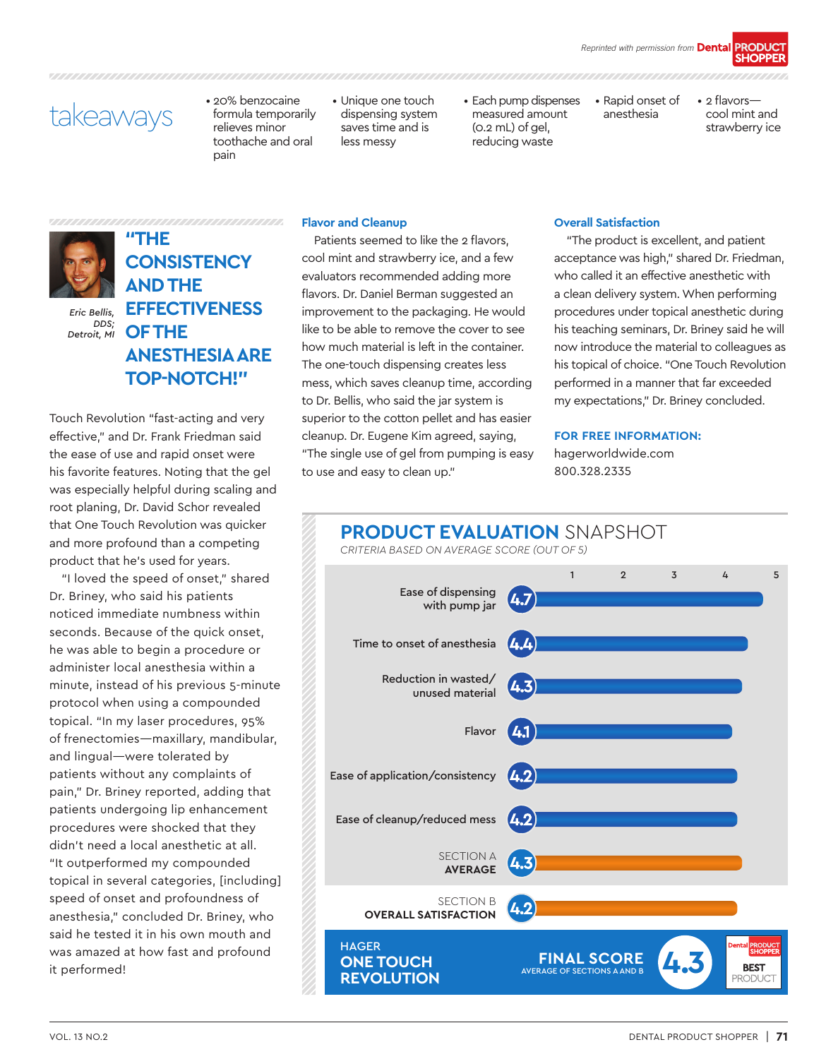Reprinted with permission from Dental PRODUCT SHOPPER

## takeaways

- 20% benzocaine formula temporarily relieves minor toothache and oral pain
- Unique one touch dispensing system saves time and is less messy
- Each pump dispenses measured amount (0.2 mL) of gel, reducing waste
- Rapid onset of anesthesia
- 2 flavors—cool mint and strawberry ice

*Eric Bellis, DDS; Detroit, MI*

## "THE CONSISTENCY AND THE EFFECTIVENESS OF THE ANESTHESIA ARE TOP-NOTCH!"

Touch Revolution "fast-acting and very effective," and Dr. Frank Friedman said the ease of use and rapid onset were his favorite features. Noting that the gel was especially helpful during scaling and root planing, Dr. David Schor revealed that One Touch Revolution was quicker and more profound than a competing product that he's used for years.

"I loved the speed of onset," shared Dr. Briney, who said his patients noticed immediate numbness within seconds. Because of the quick onset, he was able to begin a procedure or administer local anesthesia within a minute, instead of his previous 5-minute protocol when using a compounded topical. "In my laser procedures, 95% of frenectomies—maxillary, mandibular, and lingual—were tolerated by patients without any complaints of pain," Dr. Briney reported, adding that patients undergoing lip enhancement procedures were shocked that they didn't need a local anesthetic at all. "It outperformed my compounded topical in several categories, [including] speed of onset and profoundness of anesthesia," concluded Dr. Briney, who said he tested it in his own mouth and was amazed at how fast and profound it performed!

### Flavor and Cleanup

Patients seemed to like the 2 flavors, cool mint and strawberry ice, and a few evaluators recommended adding more flavors. Dr. Daniel Berman suggested an improvement to the packaging. He would like to be able to remove the cover to see how much material is left in the container. The one-touch dispensing creates less mess, which saves cleanup time, according to Dr. Bellis, who said the jar system is superior to the cotton pellet and has easier cleanup. Dr. Eugene Kim agreed, saying, "The single use of gel from pumping is easy to use and easy to clean up."

### Overall Satisfaction

"The product is excellent, and patient acceptance was high," shared Dr. Friedman, who called it an effective anesthetic with a clean delivery system. When performing procedures under topical anesthetic during his teaching seminars, Dr. Briney said he will now introduce the material to colleagues as his topical of choice. "One Touch Revolution performed in a manner that far exceeded my expectations," Dr. Briney concluded.

**FOR FREE INFORMATION:**
hagerworldwide.com
800.328.2335

## PRODUCT EVALUATION SNAPSHOT

*CRITERIA BASED ON AVERAGE SCORE (OUT OF 5)*

1 2 3 4 5

Ease of dispensing with pump jar 4.7

Time to onset of anesthesia 4.4

Reduction in wasted/unused material 4.3

Flavor 4.1

Ease of application/consistency 4.2

Ease of cleanup/reduced mess 4.2

SECTION A AVERAGE 4.3

SECTION B OVERALL SATISFACTION 4.2

HAGER ONE TOUCH REVOLUTION

FINAL SCORE 4.3
AVERAGE OF SECTIONS A AND B

Dental PRODUCT SHOPPER BEST PRODUCT